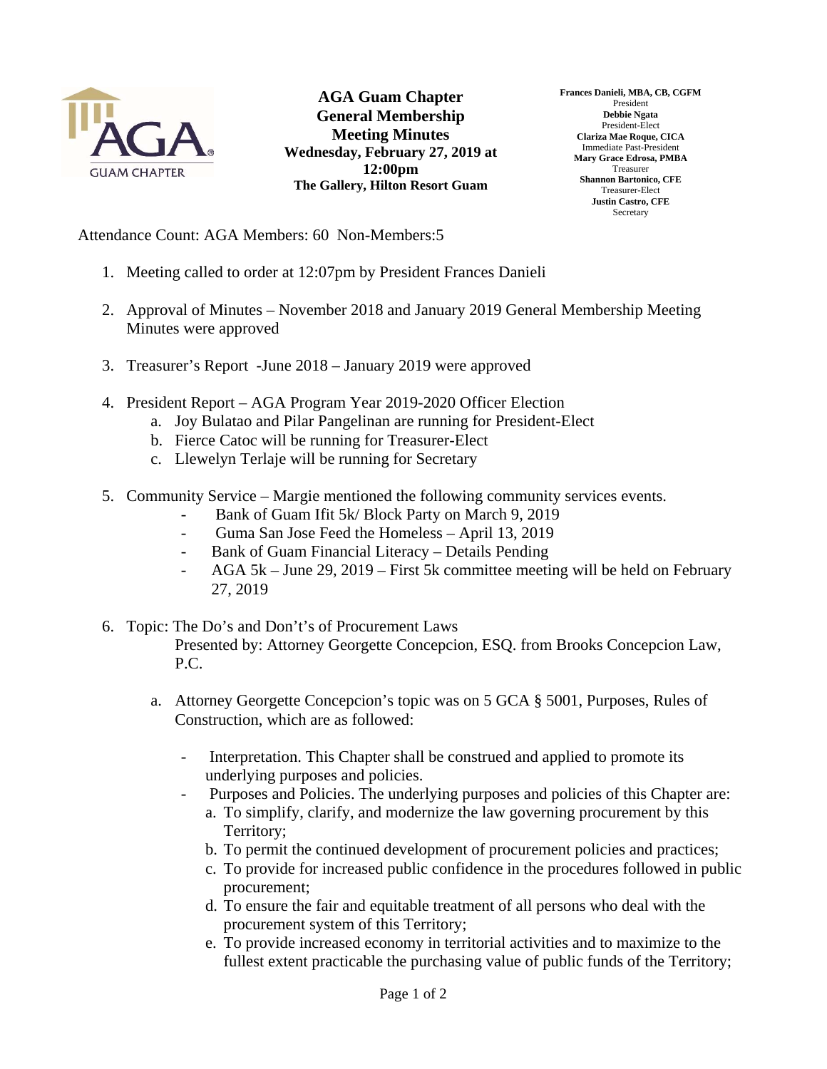**AGA Guam Chapter**
**General Membership**
**Meeting Minutes**
**Wednesday, February 27, 2019 at 12:00pm**
**The Gallery, Hilton Resort Guam**

**Frances Danieli, MBA, CB, CGFM**
President
**Debbie Ngata**
President-Elect
**Clariza Mae Roque, CICA**
Immediate Past-President
**Mary Grace Edrosa, PMBA**
Treasurer
**Shannon Bartonico, CFE**
Treasurer-Elect
**Justin Castro, CFE**
Secretary

Attendance Count: AGA Members: 60 Non-Members:5

1. Meeting called to order at 12:07pm by President Frances Danieli

2. Approval of Minutes – November 2018 and January 2019 General Membership Meeting Minutes were approved

3. Treasurer's Report -June 2018 – January 2019 were approved

4. President Report – AGA Program Year 2019-2020 Officer Election
   a. Joy Bulatao and Pilar Pangelinan are running for President-Elect
   b. Fierce Catoc will be running for Treasurer-Elect
   c. Llewelyn Terlaje will be running for Secretary

5. Community Service – Margie mentioned the following community services events.
   - Bank of Guam Ifit 5k/ Block Party on March 9, 2019
   - Guma San Jose Feed the Homeless – April 13, 2019
   - Bank of Guam Financial Literacy – Details Pending
   - AGA 5k – June 29, 2019 – First 5k committee meeting will be held on February 27, 2019

6. Topic: The Do's and Don't's of Procurement Laws
   Presented by: Attorney Georgette Concepcion, ESQ. from Brooks Concepcion Law, P.C.

   a. Attorney Georgette Concepcion's topic was on 5 GCA § 5001, Purposes, Rules of Construction, which are as followed:

      - Interpretation. This Chapter shall be construed and applied to promote its underlying purposes and policies.
      - Purposes and Policies. The underlying purposes and policies of this Chapter are:
        a. To simplify, clarify, and modernize the law governing procurement by this Territory;
        b. To permit the continued development of procurement policies and practices;
        c. To provide for increased public confidence in the procedures followed in public procurement;
        d. To ensure the fair and equitable treatment of all persons who deal with the procurement system of this Territory;
        e. To provide increased economy in territorial activities and to maximize to the fullest extent practicable the purchasing value of public funds of the Territory;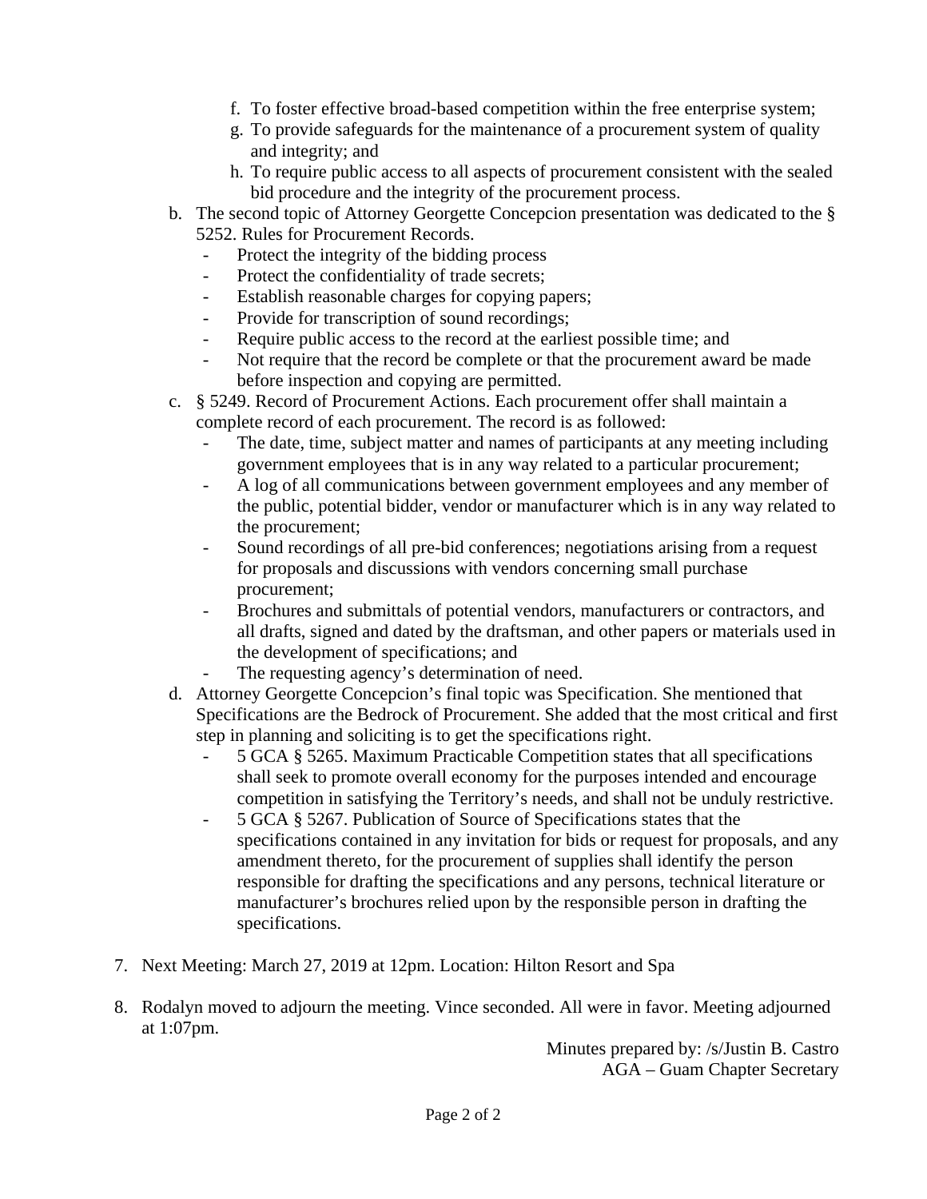f. To foster effective broad-based competition within the free enterprise system;
   g. To provide safeguards for the maintenance of a procurement system of quality and integrity; and
   h. To require public access to all aspects of procurement consistent with the sealed bid procedure and the integrity of the procurement process.

   b. The second topic of Attorney Georgette Concepcion presentation was dedicated to the § 5252. Rules for Procurement Records.
      - Protect the integrity of the bidding process
      - Protect the confidentiality of trade secrets;
      - Establish reasonable charges for copying papers;
      - Provide for transcription of sound recordings;
      - Require public access to the record at the earliest possible time; and
      - Not require that the record be complete or that the procurement award be made before inspection and copying are permitted.
   c. § 5249. Record of Procurement Actions. Each procurement offer shall maintain a complete record of each procurement. The record is as followed:
      - The date, time, subject matter and names of participants at any meeting including government employees that is in any way related to a particular procurement;
      - A log of all communications between government employees and any member of the public, potential bidder, vendor or manufacturer which is in any way related to the procurement;
      - Sound recordings of all pre-bid conferences; negotiations arising from a request for proposals and discussions with vendors concerning small purchase procurement;
      - Brochures and submittals of potential vendors, manufacturers or contractors, and all drafts, signed and dated by the draftsman, and other papers or materials used in the development of specifications; and
      - The requesting agency's determination of need.
   d. Attorney Georgette Concepcion's final topic was Specification. She mentioned that Specifications are the Bedrock of Procurement. She added that the most critical and first step in planning and soliciting is to get the specifications right.
      - 5 GCA § 5265. Maximum Practicable Competition states that all specifications shall seek to promote overall economy for the purposes intended and encourage competition in satisfying the Territory's needs, and shall not be unduly restrictive.
      - 5 GCA § 5267. Publication of Source of Specifications states that the specifications contained in any invitation for bids or request for proposals, and any amendment thereto, for the procurement of supplies shall identify the person responsible for drafting the specifications and any persons, technical literature or manufacturer's brochures relied upon by the responsible person in drafting the specifications.

7. Next Meeting: March 27, 2019 at 12pm. Location: Hilton Resort and Spa

8. Rodalyn moved to adjourn the meeting. Vince seconded. All were in favor. Meeting adjourned at 1:07pm.

Minutes prepared by: /s/Justin B. Castro
AGA – Guam Chapter Secretary